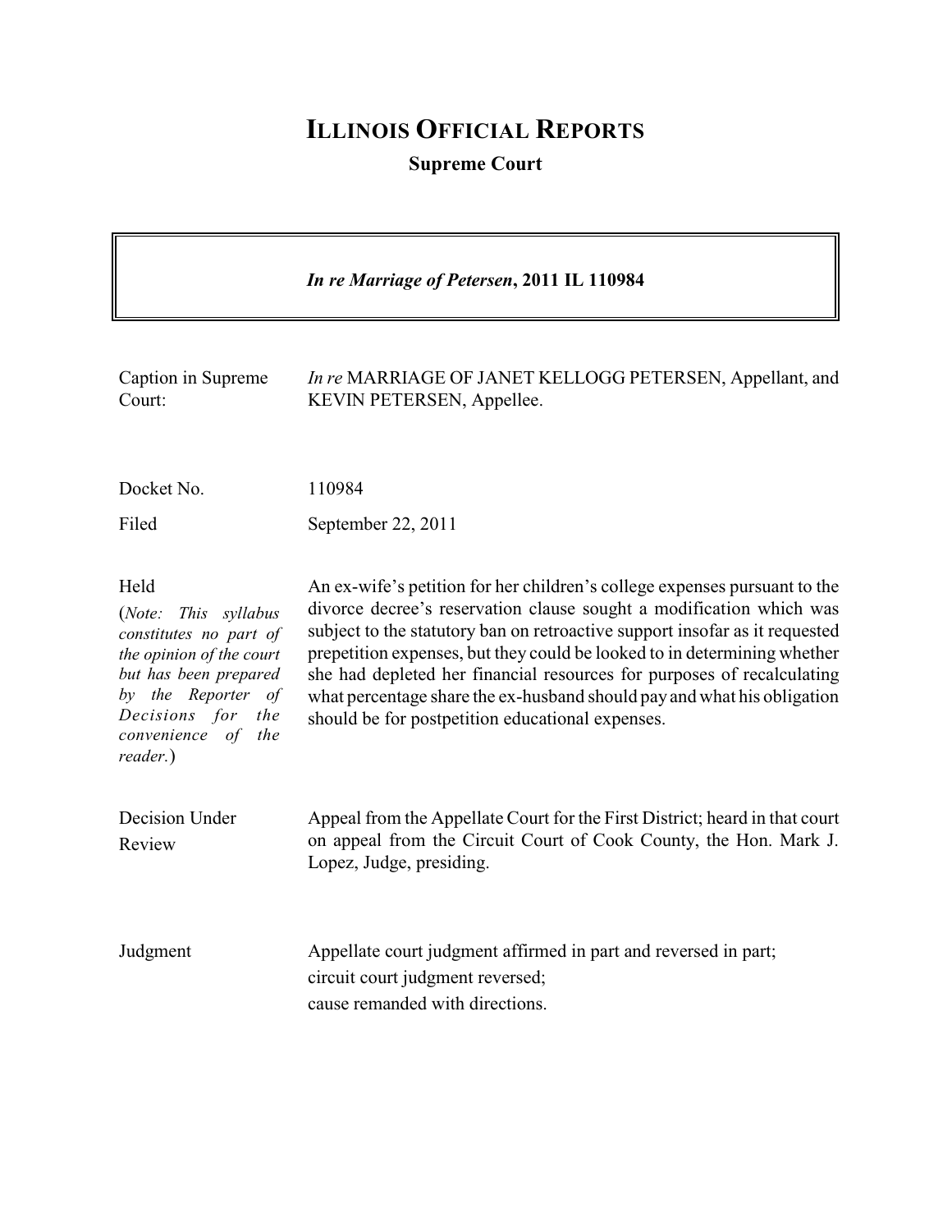# ILLINOIS OFFICIAL REPORTS

**Supreme Court**

***In re Marriage of Petersen*, 2011 IL 110984**

| | |
|---|---|
| Caption in Supreme Court: | *In re* MARRIAGE OF JANET KELLOGG PETERSEN, Appellant, and KEVIN PETERSEN, Appellee. |
| Docket No. | 110984 |
| Filed | September 22, 2011 |
| Held<br>(*Note: This syllabus constitutes no part of the opinion of the court but has been prepared by the Reporter of Decisions for the convenience of the reader.*) | An ex-wife's petition for her children's college expenses pursuant to the divorce decree's reservation clause sought a modification which was subject to the statutory ban on retroactive support insofar as it requested prepetition expenses, but they could be looked to in determining whether she had depleted her financial resources for purposes of recalculating what percentage share the ex-husband should pay and what his obligation should be for postpetition educational expenses. |
| Decision Under Review | Appeal from the Appellate Court for the First District; heard in that court on appeal from the Circuit Court of Cook County, the Hon. Mark J. Lopez, Judge, presiding. |
| Judgment | Appellate court judgment affirmed in part and reversed in part;<br>circuit court judgment reversed;<br>cause remanded with directions. |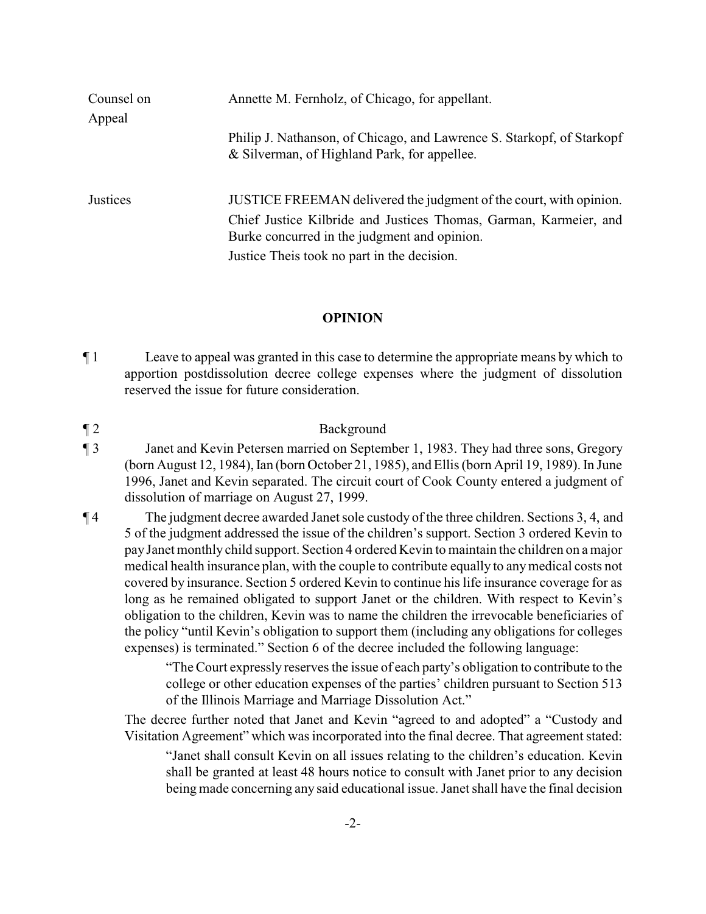| | |
|---|---|
| Counsel on Appeal | Annette M. Fernholz, of Chicago, for appellant.<br><br>Philip J. Nathanson, of Chicago, and Lawrence S. Starkopf, of Starkopf & Silverman, of Highland Park, for appellee. |
| Justices | JUSTICE FREEMAN delivered the judgment of the court, with opinion.<br>Chief Justice Kilbride and Justices Thomas, Garman, Karmeier, and Burke concurred in the judgment and opinion.<br>Justice Theis took no part in the decision. |

## OPINION

¶ 1 Leave to appeal was granted in this case to determine the appropriate means by which to apportion postdissolution decree college expenses where the judgment of dissolution reserved the issue for future consideration.

¶ 2 Background

¶ 3 Janet and Kevin Petersen married on September 1, 1983. They had three sons, Gregory (born August 12, 1984), Ian (born October 21, 1985), and Ellis (born April 19, 1989). In June 1996, Janet and Kevin separated. The circuit court of Cook County entered a judgment of dissolution of marriage on August 27, 1999.

¶ 4 The judgment decree awarded Janet sole custody of the three children. Sections 3, 4, and 5 of the judgment addressed the issue of the children's support. Section 3 ordered Kevin to pay Janet monthly child support. Section 4 ordered Kevin to maintain the children on a major medical health insurance plan, with the couple to contribute equally to any medical costs not covered by insurance. Section 5 ordered Kevin to continue his life insurance coverage for as long as he remained obligated to support Janet or the children. With respect to Kevin's obligation to the children, Kevin was to name the children the irrevocable beneficiaries of the policy "until Kevin's obligation to support them (including any obligations for colleges expenses) is terminated." Section 6 of the decree included the following language:

> "The Court expressly reserves the issue of each party's obligation to contribute to the college or other education expenses of the parties' children pursuant to Section 513 of the Illinois Marriage and Marriage Dissolution Act."

The decree further noted that Janet and Kevin "agreed to and adopted" a "Custody and Visitation Agreement" which was incorporated into the final decree. That agreement stated:

> "Janet shall consult Kevin on all issues relating to the children's education. Kevin shall be granted at least 48 hours notice to consult with Janet prior to any decision being made concerning any said educational issue. Janet shall have the final decision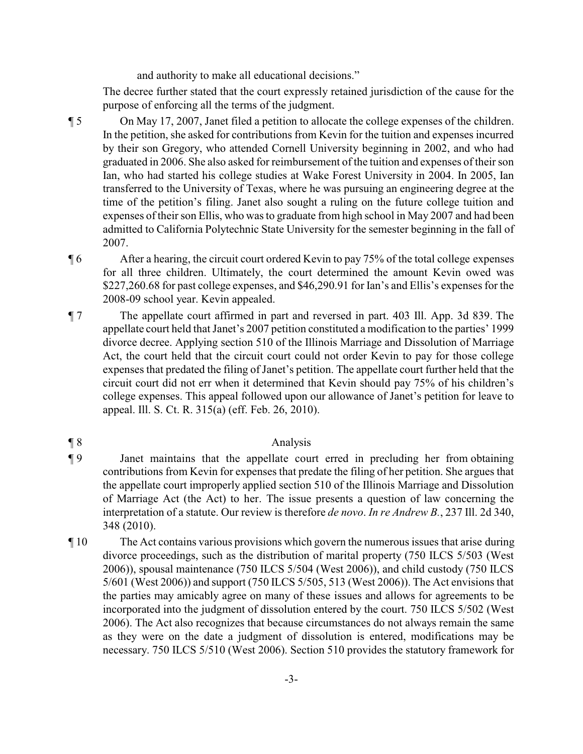and authority to make all educational decisions."

The decree further stated that the court expressly retained jurisdiction of the cause for the purpose of enforcing all the terms of the judgment.

¶ 5 On May 17, 2007, Janet filed a petition to allocate the college expenses of the children. In the petition, she asked for contributions from Kevin for the tuition and expenses incurred by their son Gregory, who attended Cornell University beginning in 2002, and who had graduated in 2006. She also asked for reimbursement of the tuition and expenses of their son Ian, who had started his college studies at Wake Forest University in 2004. In 2005, Ian transferred to the University of Texas, where he was pursuing an engineering degree at the time of the petition's filing. Janet also sought a ruling on the future college tuition and expenses of their son Ellis, who was to graduate from high school in May 2007 and had been admitted to California Polytechnic State University for the semester beginning in the fall of 2007.

¶ 6 After a hearing, the circuit court ordered Kevin to pay 75% of the total college expenses for all three children. Ultimately, the court determined the amount Kevin owed was $227,260.68 for past college expenses, and $46,290.91 for Ian's and Ellis's expenses for the 2008-09 school year. Kevin appealed.

¶ 7 The appellate court affirmed in part and reversed in part. 403 Ill. App. 3d 839. The appellate court held that Janet's 2007 petition constituted a modification to the parties' 1999 divorce decree. Applying section 510 of the Illinois Marriage and Dissolution of Marriage Act, the court held that the circuit court could not order Kevin to pay for those college expenses that predated the filing of Janet's petition. The appellate court further held that the circuit court did not err when it determined that Kevin should pay 75% of his children's college expenses. This appeal followed upon our allowance of Janet's petition for leave to appeal. Ill. S. Ct. R. 315(a) (eff. Feb. 26, 2010).

## ¶ 8 Analysis

¶ 9 Janet maintains that the appellate court erred in precluding her from obtaining contributions from Kevin for expenses that predate the filing of her petition. She argues that the appellate court improperly applied section 510 of the Illinois Marriage and Dissolution of Marriage Act (the Act) to her. The issue presents a question of law concerning the interpretation of a statute. Our review is therefore *de novo*. *In re Andrew B.*, 237 Ill. 2d 340, 348 (2010).

¶ 10 The Act contains various provisions which govern the numerous issues that arise during divorce proceedings, such as the distribution of marital property (750 ILCS 5/503 (West 2006)), spousal maintenance (750 ILCS 5/504 (West 2006)), and child custody (750 ILCS 5/601 (West 2006)) and support (750 ILCS 5/505, 513 (West 2006)). The Act envisions that the parties may amicably agree on many of these issues and allows for agreements to be incorporated into the judgment of dissolution entered by the court. 750 ILCS 5/502 (West 2006). The Act also recognizes that because circumstances do not always remain the same as they were on the date a judgment of dissolution is entered, modifications may be necessary. 750 ILCS 5/510 (West 2006). Section 510 provides the statutory framework for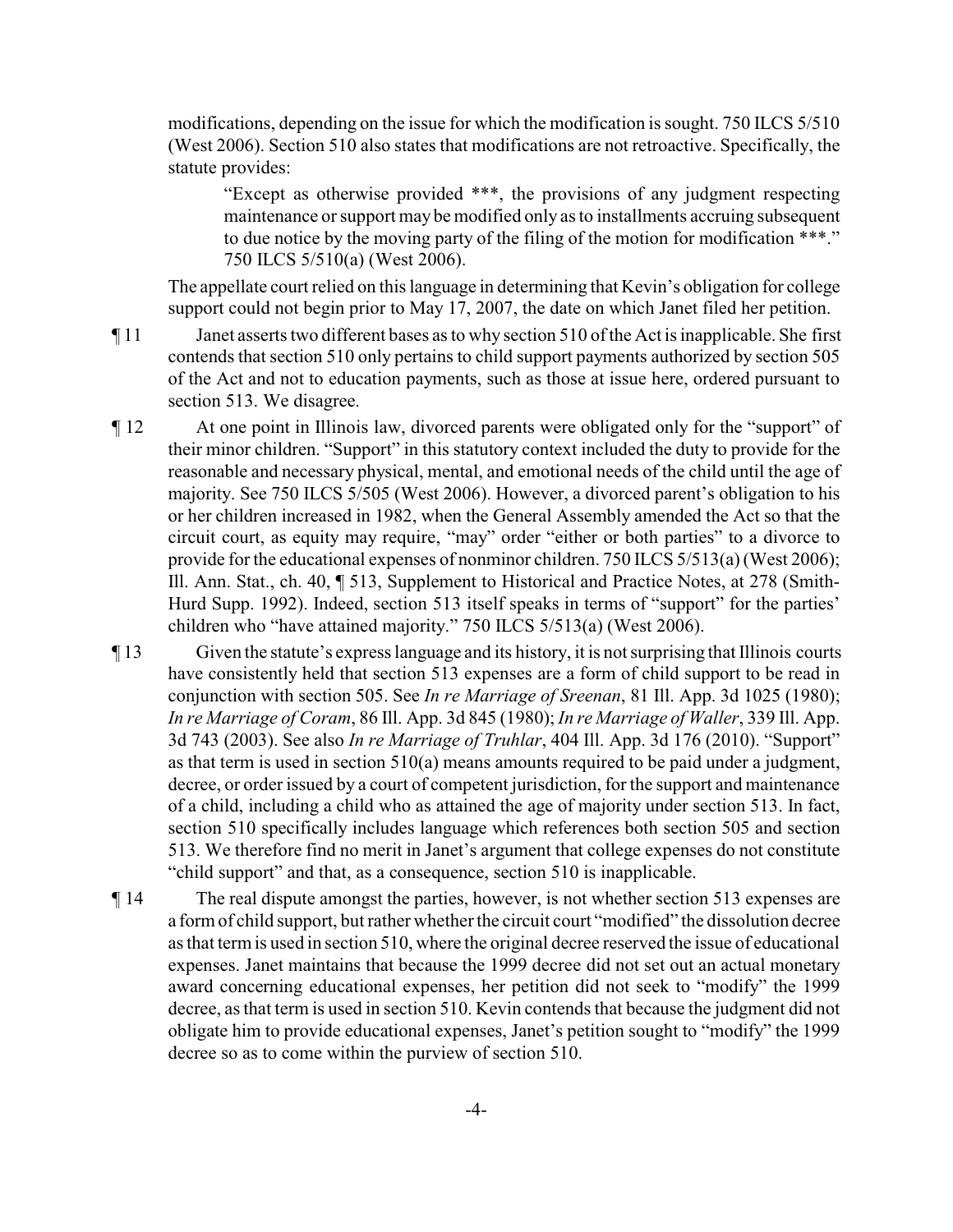modifications, depending on the issue for which the modification is sought. 750 ILCS 5/510 (West 2006). Section 510 also states that modifications are not retroactive. Specifically, the statute provides:

> "Except as otherwise provided ***, the provisions of any judgment respecting maintenance or support may be modified only as to installments accruing subsequent to due notice by the moving party of the filing of the motion for modification ***." 750 ILCS 5/510(a) (West 2006).

The appellate court relied on this language in determining that Kevin's obligation for college support could not begin prior to May 17, 2007, the date on which Janet filed her petition.

¶ 11 Janet asserts two different bases as to why section 510 of the Act is inapplicable. She first contends that section 510 only pertains to child support payments authorized by section 505 of the Act and not to education payments, such as those at issue here, ordered pursuant to section 513. We disagree.

¶ 12 At one point in Illinois law, divorced parents were obligated only for the "support" of their minor children. "Support" in this statutory context included the duty to provide for the reasonable and necessary physical, mental, and emotional needs of the child until the age of majority. See 750 ILCS 5/505 (West 2006). However, a divorced parent's obligation to his or her children increased in 1982, when the General Assembly amended the Act so that the circuit court, as equity may require, "may" order "either or both parties" to a divorce to provide for the educational expenses of nonminor children. 750 ILCS 5/513(a) (West 2006); Ill. Ann. Stat., ch. 40, ¶ 513, Supplement to Historical and Practice Notes, at 278 (Smith-Hurd Supp. 1992). Indeed, section 513 itself speaks in terms of "support" for the parties' children who "have attained majority." 750 ILCS 5/513(a) (West 2006).

¶ 13 Given the statute's express language and its history, it is not surprising that Illinois courts have consistently held that section 513 expenses are a form of child support to be read in conjunction with section 505. See *In re Marriage of Sreenan*, 81 Ill. App. 3d 1025 (1980); *In re Marriage of Coram*, 86 Ill. App. 3d 845 (1980); *In re Marriage of Waller*, 339 Ill. App. 3d 743 (2003). See also *In re Marriage of Truhlar*, 404 Ill. App. 3d 176 (2010). "Support" as that term is used in section 510(a) means amounts required to be paid under a judgment, decree, or order issued by a court of competent jurisdiction, for the support and maintenance of a child, including a child who as attained the age of majority under section 513. In fact, section 510 specifically includes language which references both section 505 and section 513. We therefore find no merit in Janet's argument that college expenses do not constitute "child support" and that, as a consequence, section 510 is inapplicable.

¶ 14 The real dispute amongst the parties, however, is not whether section 513 expenses are a form of child support, but rather whether the circuit court "modified" the dissolution decree as that term is used in section 510, where the original decree reserved the issue of educational expenses. Janet maintains that because the 1999 decree did not set out an actual monetary award concerning educational expenses, her petition did not seek to "modify" the 1999 decree, as that term is used in section 510. Kevin contends that because the judgment did not obligate him to provide educational expenses, Janet's petition sought to "modify" the 1999 decree so as to come within the purview of section 510.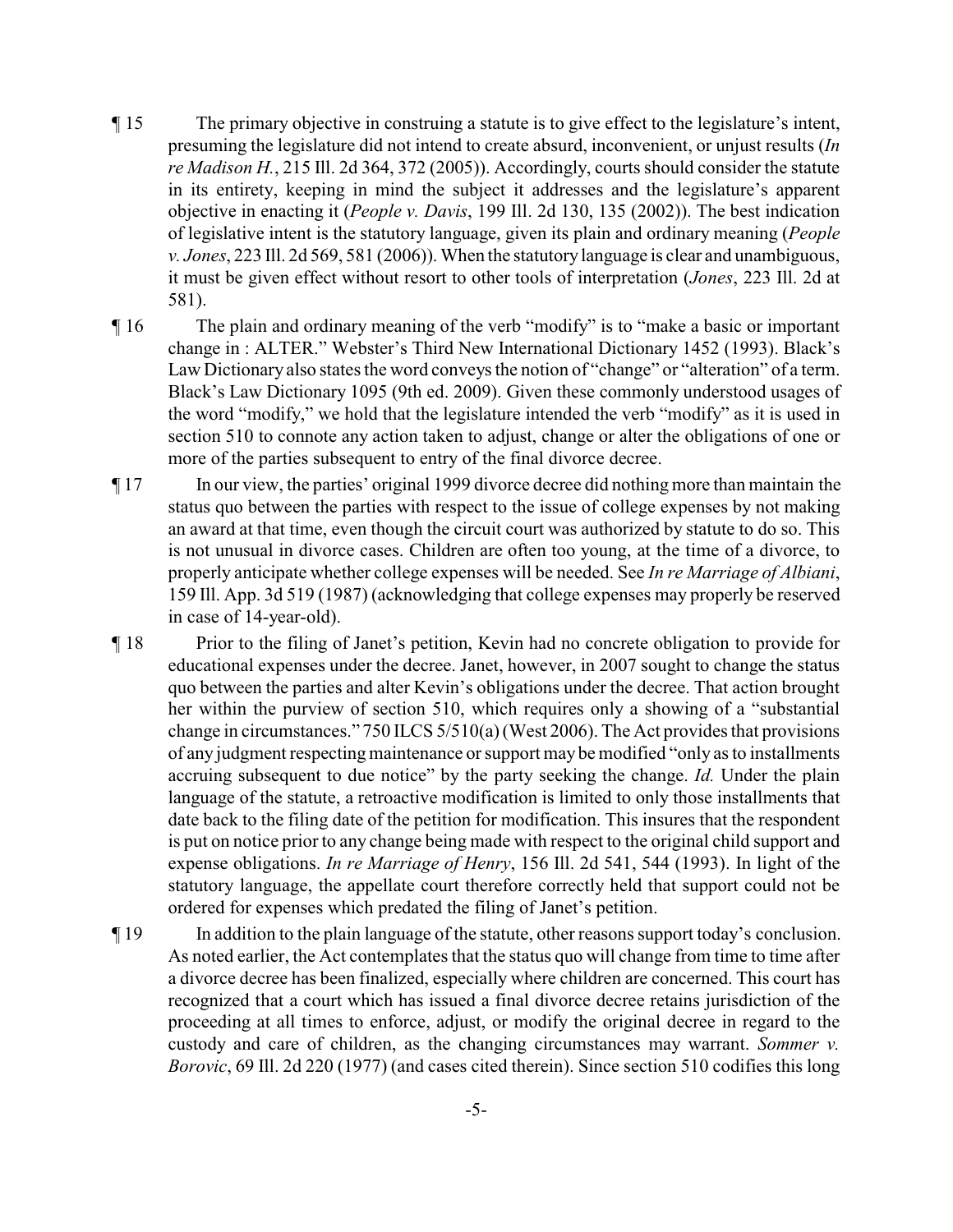¶ 15 The primary objective in construing a statute is to give effect to the legislature's intent, presuming the legislature did not intend to create absurd, inconvenient, or unjust results (*In re Madison H.*, 215 Ill. 2d 364, 372 (2005)). Accordingly, courts should consider the statute in its entirety, keeping in mind the subject it addresses and the legislature's apparent objective in enacting it (*People v. Davis*, 199 Ill. 2d 130, 135 (2002)). The best indication of legislative intent is the statutory language, given its plain and ordinary meaning (*People v. Jones*, 223 Ill. 2d 569, 581 (2006)). When the statutory language is clear and unambiguous, it must be given effect without resort to other tools of interpretation (*Jones*, 223 Ill. 2d at 581).

¶ 16 The plain and ordinary meaning of the verb "modify" is to "make a basic or important change in : ALTER." Webster's Third New International Dictionary 1452 (1993). Black's Law Dictionary also states the word conveys the notion of "change" or "alteration" of a term. Black's Law Dictionary 1095 (9th ed. 2009). Given these commonly understood usages of the word "modify," we hold that the legislature intended the verb "modify" as it is used in section 510 to connote any action taken to adjust, change or alter the obligations of one or more of the parties subsequent to entry of the final divorce decree.

¶ 17 In our view, the parties' original 1999 divorce decree did nothing more than maintain the status quo between the parties with respect to the issue of college expenses by not making an award at that time, even though the circuit court was authorized by statute to do so. This is not unusual in divorce cases. Children are often too young, at the time of a divorce, to properly anticipate whether college expenses will be needed. See *In re Marriage of Albiani*, 159 Ill. App. 3d 519 (1987) (acknowledging that college expenses may properly be reserved in case of 14-year-old).

¶ 18 Prior to the filing of Janet's petition, Kevin had no concrete obligation to provide for educational expenses under the decree. Janet, however, in 2007 sought to change the status quo between the parties and alter Kevin's obligations under the decree. That action brought her within the purview of section 510, which requires only a showing of a "substantial change in circumstances." 750 ILCS 5/510(a) (West 2006). The Act provides that provisions of any judgment respecting maintenance or support may be modified "only as to installments accruing subsequent to due notice" by the party seeking the change. *Id.* Under the plain language of the statute, a retroactive modification is limited to only those installments that date back to the filing date of the petition for modification. This insures that the respondent is put on notice prior to any change being made with respect to the original child support and expense obligations. *In re Marriage of Henry*, 156 Ill. 2d 541, 544 (1993). In light of the statutory language, the appellate court therefore correctly held that support could not be ordered for expenses which predated the filing of Janet's petition.

¶ 19 In addition to the plain language of the statute, other reasons support today's conclusion. As noted earlier, the Act contemplates that the status quo will change from time to time after a divorce decree has been finalized, especially where children are concerned. This court has recognized that a court which has issued a final divorce decree retains jurisdiction of the proceeding at all times to enforce, adjust, or modify the original decree in regard to the custody and care of children, as the changing circumstances may warrant. *Sommer v. Borovic*, 69 Ill. 2d 220 (1977) (and cases cited therein). Since section 510 codifies this long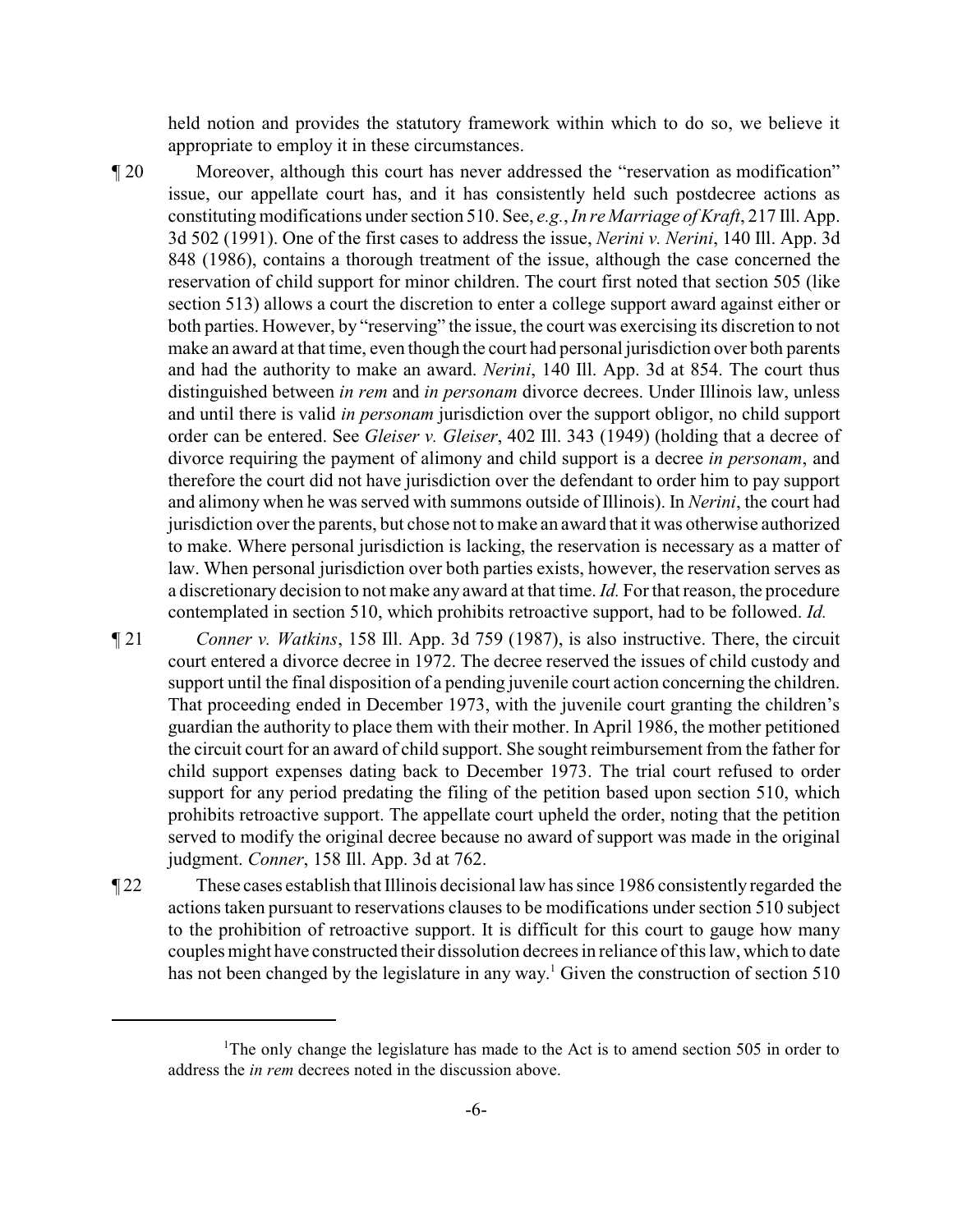held notion and provides the statutory framework within which to do so, we believe it appropriate to employ it in these circumstances.

¶ 20 Moreover, although this court has never addressed the "reservation as modification" issue, our appellate court has, and it has consistently held such postdecree actions as constituting modifications under section 510. See, *e.g.*, *In re Marriage of Kraft*, 217 Ill. App. 3d 502 (1991). One of the first cases to address the issue, *Nerini v. Nerini*, 140 Ill. App. 3d 848 (1986), contains a thorough treatment of the issue, although the case concerned the reservation of child support for minor children. The court first noted that section 505 (like section 513) allows a court the discretion to enter a college support award against either or both parties. However, by "reserving" the issue, the court was exercising its discretion to not make an award at that time, even though the court had personal jurisdiction over both parents and had the authority to make an award. *Nerini*, 140 Ill. App. 3d at 854. The court thus distinguished between *in rem* and *in personam* divorce decrees. Under Illinois law, unless and until there is valid *in personam* jurisdiction over the support obligor, no child support order can be entered. See *Gleiser v. Gleiser*, 402 Ill. 343 (1949) (holding that a decree of divorce requiring the payment of alimony and child support is a decree *in personam*, and therefore the court did not have jurisdiction over the defendant to order him to pay support and alimony when he was served with summons outside of Illinois). In *Nerini*, the court had jurisdiction over the parents, but chose not to make an award that it was otherwise authorized to make. Where personal jurisdiction is lacking, the reservation is necessary as a matter of law. When personal jurisdiction over both parties exists, however, the reservation serves as a discretionary decision to not make any award at that time. *Id.* For that reason, the procedure contemplated in section 510, which prohibits retroactive support, had to be followed. *Id.*

¶ 21 *Conner v. Watkins*, 158 Ill. App. 3d 759 (1987), is also instructive. There, the circuit court entered a divorce decree in 1972. The decree reserved the issues of child custody and support until the final disposition of a pending juvenile court action concerning the children. That proceeding ended in December 1973, with the juvenile court granting the children's guardian the authority to place them with their mother. In April 1986, the mother petitioned the circuit court for an award of child support. She sought reimbursement from the father for child support expenses dating back to December 1973. The trial court refused to order support for any period predating the filing of the petition based upon section 510, which prohibits retroactive support. The appellate court upheld the order, noting that the petition served to modify the original decree because no award of support was made in the original judgment. *Conner*, 158 Ill. App. 3d at 762.

¶ 22 These cases establish that Illinois decisional law has since 1986 consistently regarded the actions taken pursuant to reservations clauses to be modifications under section 510 subject to the prohibition of retroactive support. It is difficult for this court to gauge how many couples might have constructed their dissolution decrees in reliance of this law, which to date has not been changed by the legislature in any way.[1] Given the construction of section 510

---

[1] The only change the legislature has made to the Act is to amend section 505 in order to address the *in rem* decrees noted in the discussion above.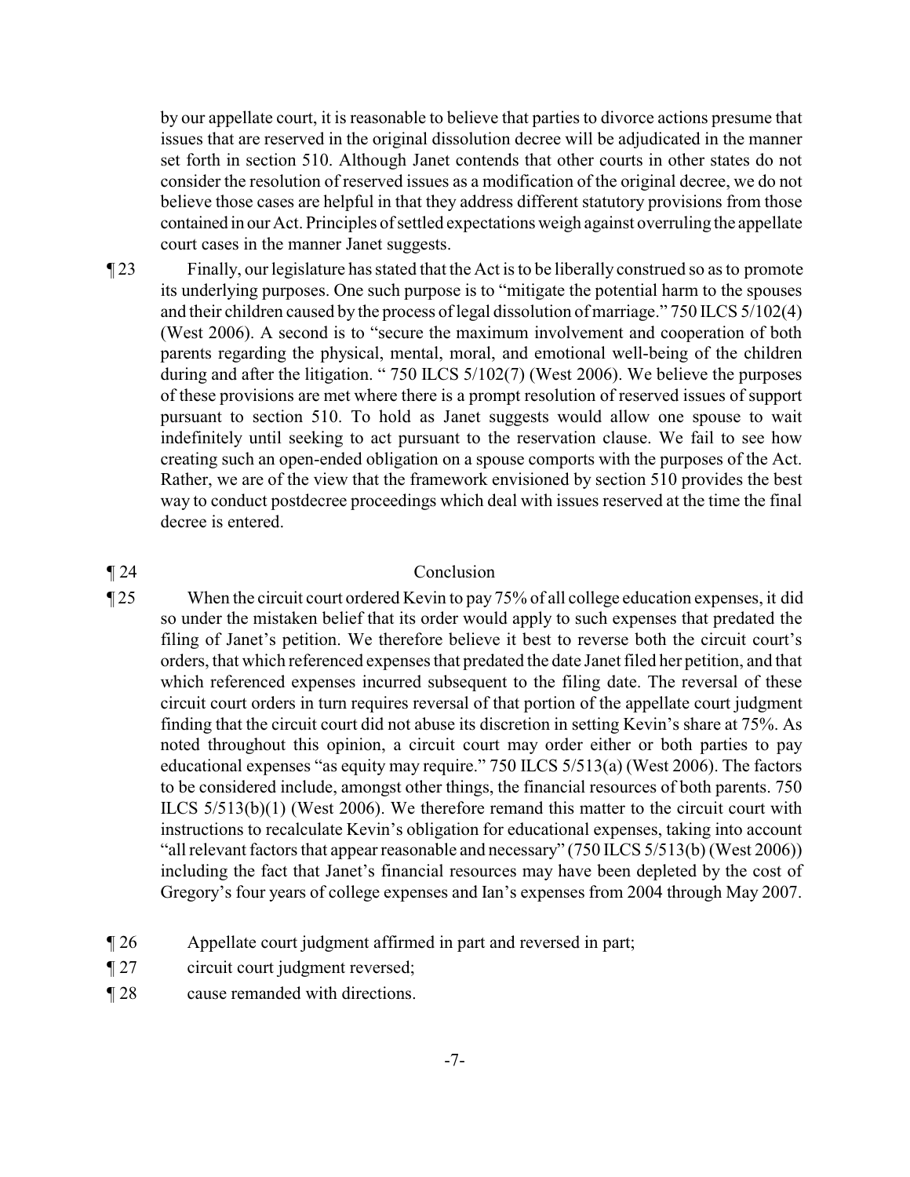by our appellate court, it is reasonable to believe that parties to divorce actions presume that issues that are reserved in the original dissolution decree will be adjudicated in the manner set forth in section 510. Although Janet contends that other courts in other states do not consider the resolution of reserved issues as a modification of the original decree, we do not believe those cases are helpful in that they address different statutory provisions from those contained in our Act. Principles of settled expectations weigh against overruling the appellate court cases in the manner Janet suggests.

¶ 23 Finally, our legislature has stated that the Act is to be liberally construed so as to promote its underlying purposes. One such purpose is to "mitigate the potential harm to the spouses and their children caused by the process of legal dissolution of marriage." 750 ILCS 5/102(4) (West 2006). A second is to "secure the maximum involvement and cooperation of both parents regarding the physical, mental, moral, and emotional well-being of the children during and after the litigation. " 750 ILCS 5/102(7) (West 2006). We believe the purposes of these provisions are met where there is a prompt resolution of reserved issues of support pursuant to section 510. To hold as Janet suggests would allow one spouse to wait indefinitely until seeking to act pursuant to the reservation clause. We fail to see how creating such an open-ended obligation on a spouse comports with the purposes of the Act. Rather, we are of the view that the framework envisioned by section 510 provides the best way to conduct postdecree proceedings which deal with issues reserved at the time the final decree is entered.

¶ 24 Conclusion

¶ 25 When the circuit court ordered Kevin to pay 75% of all college education expenses, it did so under the mistaken belief that its order would apply to such expenses that predated the filing of Janet's petition. We therefore believe it best to reverse both the circuit court's orders, that which referenced expenses that predated the date Janet filed her petition, and that which referenced expenses incurred subsequent to the filing date. The reversal of these circuit court orders in turn requires reversal of that portion of the appellate court judgment finding that the circuit court did not abuse its discretion in setting Kevin's share at 75%. As noted throughout this opinion, a circuit court may order either or both parties to pay educational expenses "as equity may require." 750 ILCS 5/513(a) (West 2006). The factors to be considered include, amongst other things, the financial resources of both parents. 750 ILCS 5/513(b)(1) (West 2006). We therefore remand this matter to the circuit court with instructions to recalculate Kevin's obligation for educational expenses, taking into account "all relevant factors that appear reasonable and necessary" (750 ILCS 5/513(b) (West 2006)) including the fact that Janet's financial resources may have been depleted by the cost of Gregory's four years of college expenses and Ian's expenses from 2004 through May 2007.

¶ 26 Appellate court judgment affirmed in part and reversed in part;

¶ 27 circuit court judgment reversed;

¶ 28 cause remanded with directions.